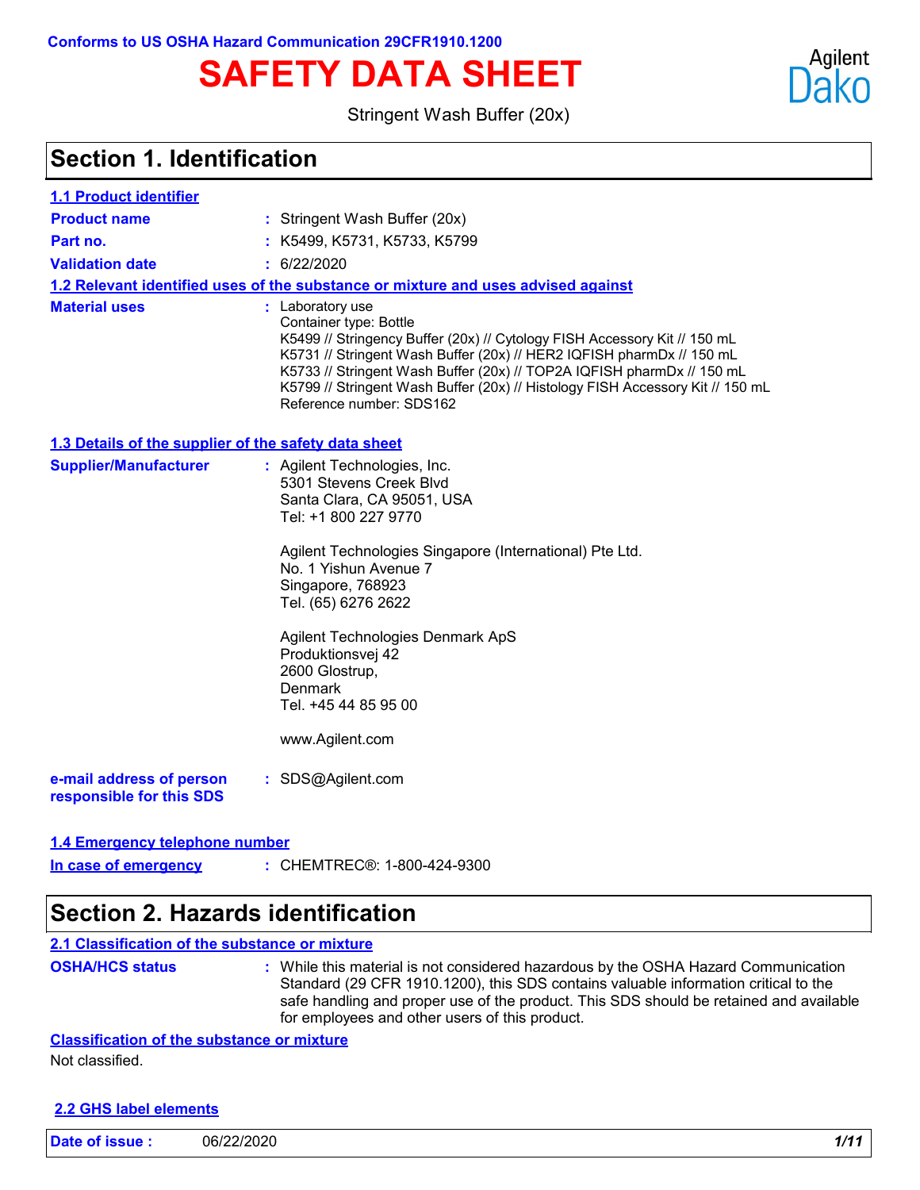Conforms to US OSHA Hazard Communication 29CFR1910.1200

# SAFETY DATA SHEET

Agilent Dako

Stringent Wash Buffer (20x)

## Section 1. Identification

### 1.1 Product identifier

**Product name** : Stringent Wash Buffer (20x)

**Part no.** : K5499, K5731, K5733, K5799

**Validation date** : 6/22/2020

### 1.2 Relevant identified uses of the substance or mixture and uses advised against

**Material uses** : Laboratory use
Container type: Bottle
K5499 // Stringency Buffer (20x) // Cytology FISH Accessory Kit // 150 mL
K5731 // Stringent Wash Buffer (20x) // HER2 IQFISH pharmDx // 150 mL
K5733 // Stringent Wash Buffer (20x) // TOP2A IQFISH pharmDx // 150 mL
K5799 // Stringent Wash Buffer (20x) // Histology FISH Accessory Kit // 150 mL
Reference number: SDS162

### 1.3 Details of the supplier of the safety data sheet

**Supplier/Manufacturer** : Agilent Technologies, Inc.
5301 Stevens Creek Blvd
Santa Clara, CA 95051, USA
Tel: +1 800 227 9770

Agilent Technologies Singapore (International) Pte Ltd.
No. 1 Yishun Avenue 7
Singapore, 768923
Tel. (65) 6276 2622

Agilent Technologies Denmark ApS
Produktionsvej 42
2600 Glostrup,
Denmark
Tel. +45 44 85 95 00

www.Agilent.com

**e-mail address of person responsible for this SDS** : SDS@Agilent.com

### 1.4 Emergency telephone number

**In case of emergency** : CHEMTREC®: 1-800-424-9300

## Section 2. Hazards identification

### 2.1 Classification of the substance or mixture

**OSHA/HCS status** : While this material is not considered hazardous by the OSHA Hazard Communication Standard (29 CFR 1910.1200), this SDS contains valuable information critical to the safe handling and proper use of the product. This SDS should be retained and available for employees and other users of this product.

**Classification of the substance or mixture**

Not classified.

### 2.2 GHS label elements

**Date of issue :** 06/22/2020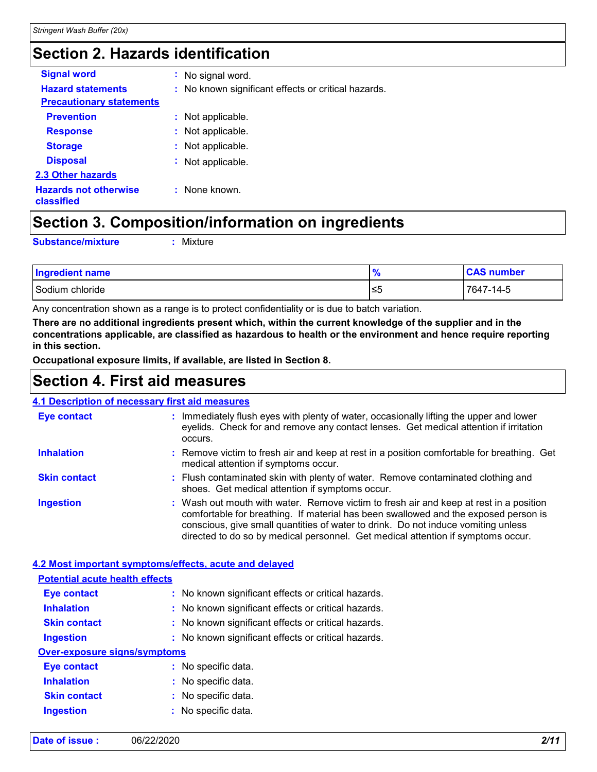## Section 2. Hazards identification

**Signal word** : No signal word.

**Hazard statements** : No known significant effects or critical hazards.

**Precautionary statements**

**Prevention** : Not applicable.

**Response** : Not applicable.

**Storage** : Not applicable.

**Disposal** : Not applicable.

**2.3 Other hazards**

**Hazards not otherwise classified** : None known.

## Section 3. Composition/information on ingredients

**Substance/mixture** : Mixture

| Ingredient name | % | CAS number |
|---|---|---|
| Sodium chloride | ≤5 | 7647-14-5 |

Any concentration shown as a range is to protect confidentiality or is due to batch variation.

**There are no additional ingredients present which, within the current knowledge of the supplier and in the concentrations applicable, are classified as hazardous to health or the environment and hence require reporting in this section.**

**Occupational exposure limits, if available, are listed in Section 8.**

## Section 4. First aid measures

**4.1 Description of necessary first aid measures**

**Eye contact** : Immediately flush eyes with plenty of water, occasionally lifting the upper and lower eyelids. Check for and remove any contact lenses. Get medical attention if irritation occurs.

**Inhalation** : Remove victim to fresh air and keep at rest in a position comfortable for breathing. Get medical attention if symptoms occur.

**Skin contact** : Flush contaminated skin with plenty of water. Remove contaminated clothing and shoes. Get medical attention if symptoms occur.

**Ingestion** : Wash out mouth with water. Remove victim to fresh air and keep at rest in a position comfortable for breathing. If material has been swallowed and the exposed person is conscious, give small quantities of water to drink. Do not induce vomiting unless directed to do so by medical personnel. Get medical attention if symptoms occur.

**4.2 Most important symptoms/effects, acute and delayed**

**Potential acute health effects**

**Eye contact** : No known significant effects or critical hazards.

**Inhalation** : No known significant effects or critical hazards.

**Skin contact** : No known significant effects or critical hazards.

**Ingestion** : No known significant effects or critical hazards.

**Over-exposure signs/symptoms**

**Eye contact** : No specific data.

**Inhalation** : No specific data.

**Skin contact** : No specific data.

**Ingestion** : No specific data.

**Date of issue :** 06/22/2020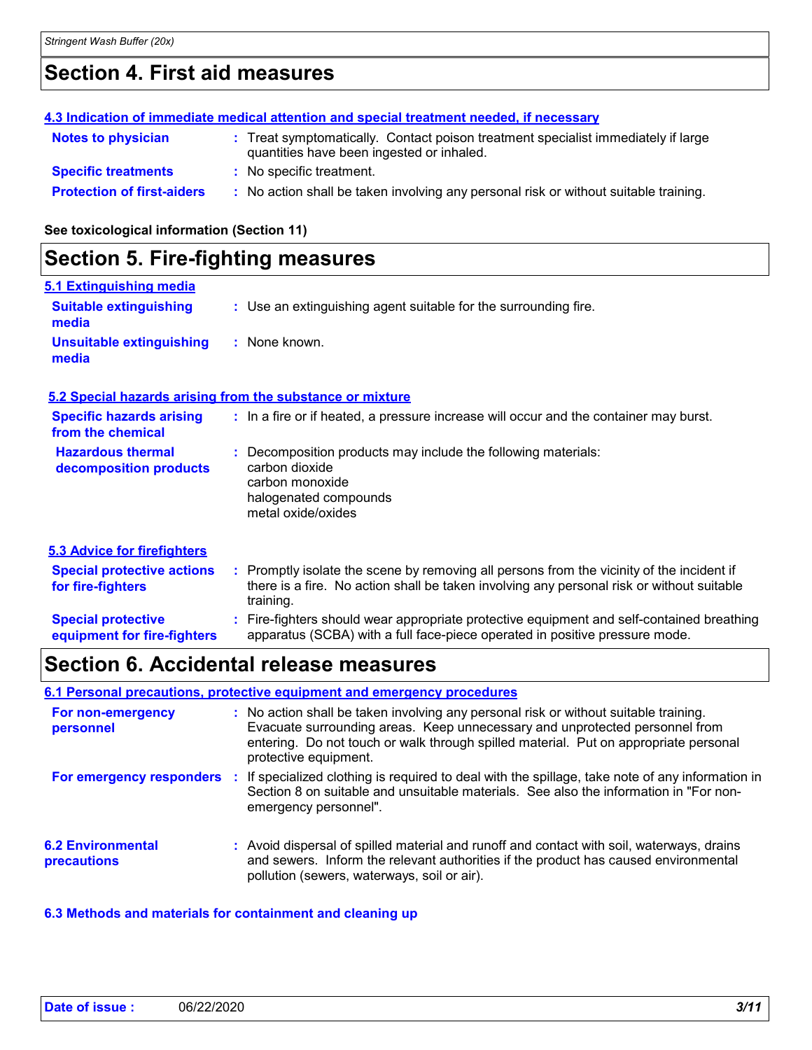## Section 4. First aid measures

**4.3 Indication of immediate medical attention and special treatment needed, if necessary**

| | |
|---|---|
| **Notes to physician** | : Treat symptomatically. Contact poison treatment specialist immediately if large quantities have been ingested or inhaled. |
| **Specific treatments** | : No specific treatment. |
| **Protection of first-aiders** | : No action shall be taken involving any personal risk or without suitable training. |

**See toxicological information (Section 11)**

## Section 5. Fire-fighting measures

**5.1 Extinguishing media**

| | |
|---|---|
| **Suitable extinguishing media** | : Use an extinguishing agent suitable for the surrounding fire. |
| **Unsuitable extinguishing media** | : None known. |

**5.2 Special hazards arising from the substance or mixture**

| | |
|---|---|
| **Specific hazards arising from the chemical** | : In a fire or if heated, a pressure increase will occur and the container may burst. |
| **Hazardous thermal decomposition products** | : Decomposition products may include the following materials: carbon dioxide, carbon monoxide, halogenated compounds, metal oxide/oxides |

**5.3 Advice for firefighters**

| | |
|---|---|
| **Special protective actions for fire-fighters** | : Promptly isolate the scene by removing all persons from the vicinity of the incident if there is a fire. No action shall be taken involving any personal risk or without suitable training. |
| **Special protective equipment for fire-fighters** | : Fire-fighters should wear appropriate protective equipment and self-contained breathing apparatus (SCBA) with a full face-piece operated in positive pressure mode. |

## Section 6. Accidental release measures

**6.1 Personal precautions, protective equipment and emergency procedures**

| | |
|---|---|
| **For non-emergency personnel** | : No action shall be taken involving any personal risk or without suitable training. Evacuate surrounding areas. Keep unnecessary and unprotected personnel from entering. Do not touch or walk through spilled material. Put on appropriate personal protective equipment. |
| **For emergency responders** | : If specialized clothing is required to deal with the spillage, take note of any information in Section 8 on suitable and unsuitable materials. See also the information in "For non-emergency personnel". |

| | |
|---|---|
| **6.2 Environmental precautions** | : Avoid dispersal of spilled material and runoff and contact with soil, waterways, drains and sewers. Inform the relevant authorities if the product has caused environmental pollution (sewers, waterways, soil or air). |

**6.3 Methods and materials for containment and cleaning up**

**Date of issue :** 06/22/2020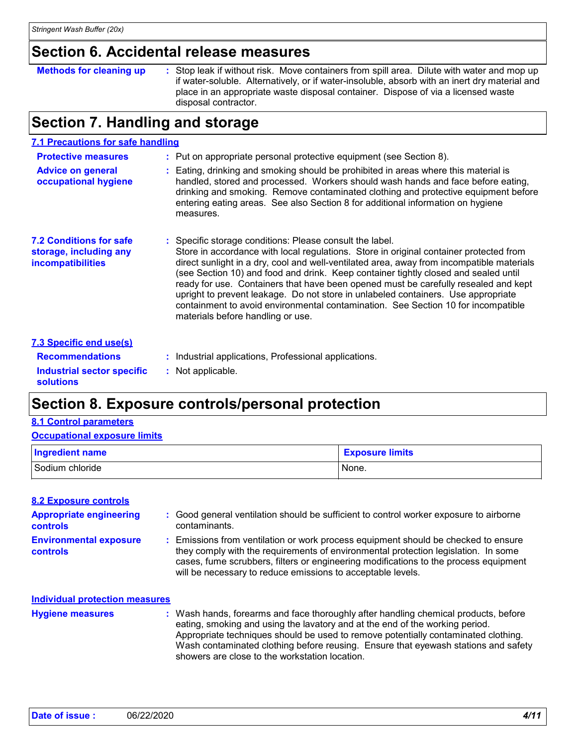## Section 6. Accidental release measures

**Methods for cleaning up** : Stop leak if without risk. Move containers from spill area. Dilute with water and mop up if water-soluble. Alternatively, or if water-insoluble, absorb with an inert dry material and place in an appropriate waste disposal container. Dispose of via a licensed waste disposal contractor.

## Section 7. Handling and storage

### 7.1 Precautions for safe handling

**Protective measures** : Put on appropriate personal protective equipment (see Section 8).

**Advice on general occupational hygiene** : Eating, drinking and smoking should be prohibited in areas where this material is handled, stored and processed. Workers should wash hands and face before eating, drinking and smoking. Remove contaminated clothing and protective equipment before entering eating areas. See also Section 8 for additional information on hygiene measures.

**7.2 Conditions for safe storage, including any incompatibilities** : Specific storage conditions: Please consult the label. Store in accordance with local regulations. Store in original container protected from direct sunlight in a dry, cool and well-ventilated area, away from incompatible materials (see Section 10) and food and drink. Keep container tightly closed and sealed until ready for use. Containers that have been opened must be carefully resealed and kept upright to prevent leakage. Do not store in unlabeled containers. Use appropriate containment to avoid environmental contamination. See Section 10 for incompatible materials before handling or use.

### 7.3 Specific end use(s)

**Recommendations** : Industrial applications, Professional applications.

**Industrial sector specific solutions** : Not applicable.

## Section 8. Exposure controls/personal protection

### 8.1 Control parameters

#### Occupational exposure limits

| Ingredient name | Exposure limits |
| --- | --- |
| Sodium chloride | None. |

### 8.2 Exposure controls

**Appropriate engineering controls** : Good general ventilation should be sufficient to control worker exposure to airborne contaminants.

**Environmental exposure controls** : Emissions from ventilation or work process equipment should be checked to ensure they comply with the requirements of environmental protection legislation. In some cases, fume scrubbers, filters or engineering modifications to the process equipment will be necessary to reduce emissions to acceptable levels.

#### Individual protection measures

**Hygiene measures** : Wash hands, forearms and face thoroughly after handling chemical products, before eating, smoking and using the lavatory and at the end of the working period. Appropriate techniques should be used to remove potentially contaminated clothing. Wash contaminated clothing before reusing. Ensure that eyewash stations and safety showers are close to the workstation location.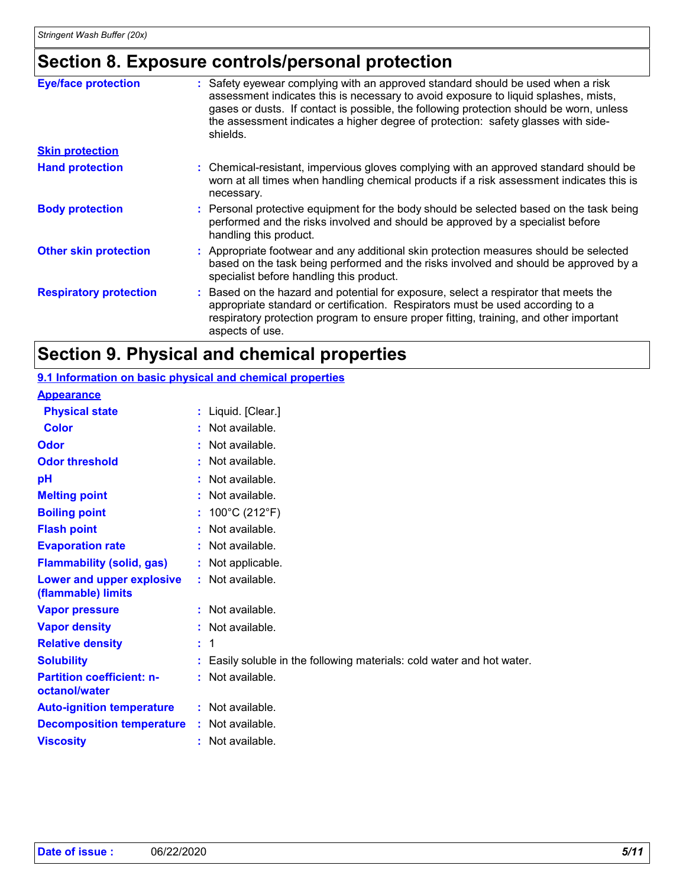## Section 8. Exposure controls/personal protection

| | |
|---|---|
| **Eye/face protection** | : Safety eyewear complying with an approved standard should be used when a risk assessment indicates this is necessary to avoid exposure to liquid splashes, mists, gases or dusts. If contact is possible, the following protection should be worn, unless the assessment indicates a higher degree of protection: safety glasses with side-shields. |
| **Skin protection** | |
| **Hand protection** | : Chemical-resistant, impervious gloves complying with an approved standard should be worn at all times when handling chemical products if a risk assessment indicates this is necessary. |
| **Body protection** | : Personal protective equipment for the body should be selected based on the task being performed and the risks involved and should be approved by a specialist before handling this product. |
| **Other skin protection** | : Appropriate footwear and any additional skin protection measures should be selected based on the task being performed and the risks involved and should be approved by a specialist before handling this product. |
| **Respiratory protection** | : Based on the hazard and potential for exposure, select a respirator that meets the appropriate standard or certification. Respirators must be used according to a respiratory protection program to ensure proper fitting, training, and other important aspects of use. |

## Section 9. Physical and chemical properties

### 9.1 Information on basic physical and chemical properties

| | |
|---|---|
| **Appearance** | |
| **Physical state** | : Liquid. [Clear.] |
| **Color** | : Not available. |
| **Odor** | : Not available. |
| **Odor threshold** | : Not available. |
| **pH** | : Not available. |
| **Melting point** | : Not available. |
| **Boiling point** | : 100°C (212°F) |
| **Flash point** | : Not available. |
| **Evaporation rate** | : Not available. |
| **Flammability (solid, gas)** | : Not applicable. |
| **Lower and upper explosive (flammable) limits** | : Not available. |
| **Vapor pressure** | : Not available. |
| **Vapor density** | : Not available. |
| **Relative density** | : 1 |
| **Solubility** | : Easily soluble in the following materials: cold water and hot water. |
| **Partition coefficient: n-octanol/water** | : Not available. |
| **Auto-ignition temperature** | : Not available. |
| **Decomposition temperature** | : Not available. |
| **Viscosity** | : Not available. |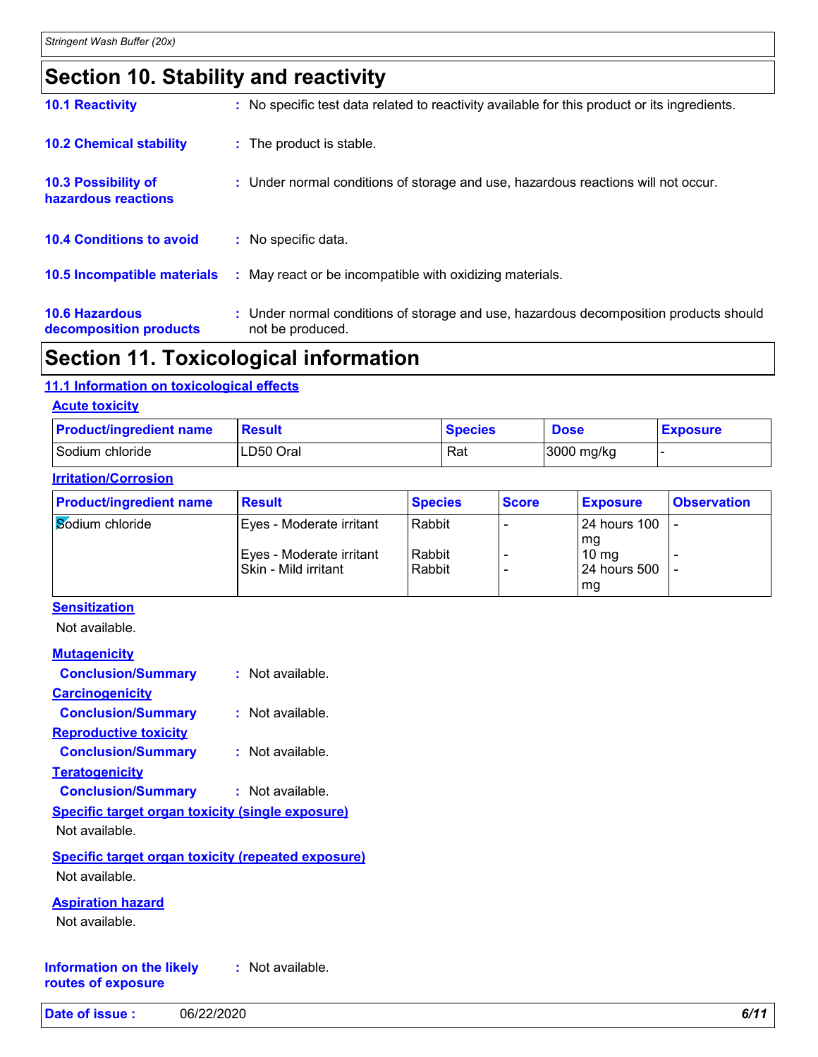# Section 10. Stability and reactivity

**10.1 Reactivity** : No specific test data related to reactivity available for this product or its ingredients.

**10.2 Chemical stability** : The product is stable.

**10.3 Possibility of hazardous reactions** : Under normal conditions of storage and use, hazardous reactions will not occur.

**10.4 Conditions to avoid** : No specific data.

**10.5 Incompatible materials** : May react or be incompatible with oxidizing materials.

**10.6 Hazardous decomposition products** : Under normal conditions of storage and use, hazardous decomposition products should not be produced.

# Section 11. Toxicological information

## 11.1 Information on toxicological effects

### Acute toxicity

| Product/ingredient name | Result | Species | Dose | Exposure |
|---|---|---|---|---|
| Sodium chloride | LD50 Oral | Rat | 3000 mg/kg | - |

### Irritation/Corrosion

| Product/ingredient name | Result | Species | Score | Exposure | Observation |
|---|---|---|---|---|---|
| Sodium chloride | Eyes - Moderate irritant | Rabbit | - | 24 hours 100 mg | - |
| | Eyes - Moderate irritant | Rabbit | - | 10 mg | - |
| | Skin - Mild irritant | Rabbit | - | 24 hours 500 mg | - |

### Sensitization

Not available.

### Mutagenicity

**Conclusion/Summary** : Not available.

### Carcinogenicity

**Conclusion/Summary** : Not available.

### Reproductive toxicity

**Conclusion/Summary** : Not available.

### Teratogenicity

**Conclusion/Summary** : Not available.

### Specific target organ toxicity (single exposure)

Not available.

### Specific target organ toxicity (repeated exposure)

Not available.

### Aspiration hazard

Not available.

**Information on the likely routes of exposure** : Not available.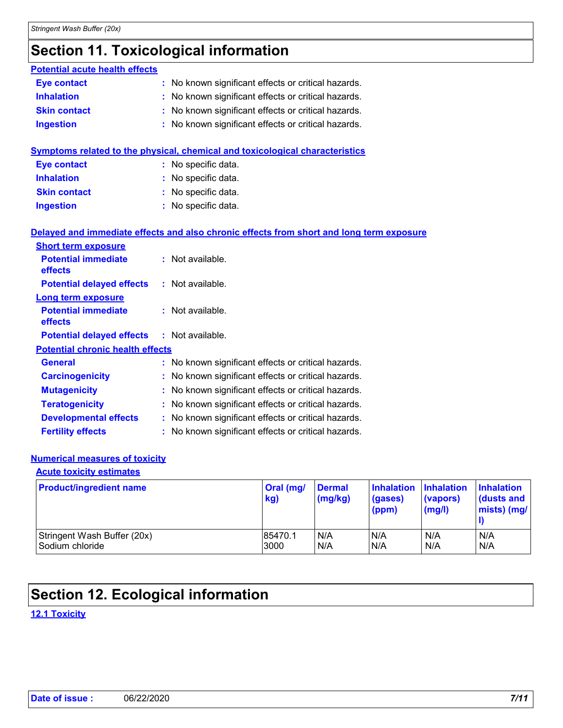# Section 11. Toxicological information

**Potential acute health effects**

**Eye contact** : No known significant effects or critical hazards.

**Inhalation** : No known significant effects or critical hazards.

**Skin contact** : No known significant effects or critical hazards.

**Ingestion** : No known significant effects or critical hazards.

**Symptoms related to the physical, chemical and toxicological characteristics**

**Eye contact** : No specific data.

**Inhalation** : No specific data.

**Skin contact** : No specific data.

**Ingestion** : No specific data.

**Delayed and immediate effects and also chronic effects from short and long term exposure**

**Short term exposure**

**Potential immediate effects** : Not available.

**Potential delayed effects** : Not available.

**Long term exposure**

**Potential immediate effects** : Not available.

**Potential delayed effects** : Not available.

**Potential chronic health effects**

**General** : No known significant effects or critical hazards.

**Carcinogenicity** : No known significant effects or critical hazards.

**Mutagenicity** : No known significant effects or critical hazards.

**Teratogenicity** : No known significant effects or critical hazards.

**Developmental effects** : No known significant effects or critical hazards.

**Fertility effects** : No known significant effects or critical hazards.

**Numerical measures of toxicity**

**Acute toxicity estimates**

| Product/ingredient name | Oral (mg/kg) | Dermal (mg/kg) | Inhalation (gases) (ppm) | Inhalation (vapors) (mg/l) | Inhalation (dusts and mists) (mg/l) |
|---|---|---|---|---|---|
| Stringent Wash Buffer (20x) | 85470.1 | N/A | N/A | N/A | N/A |
| Sodium chloride | 3000 | N/A | N/A | N/A | N/A |

# Section 12. Ecological information

**12.1 Toxicity**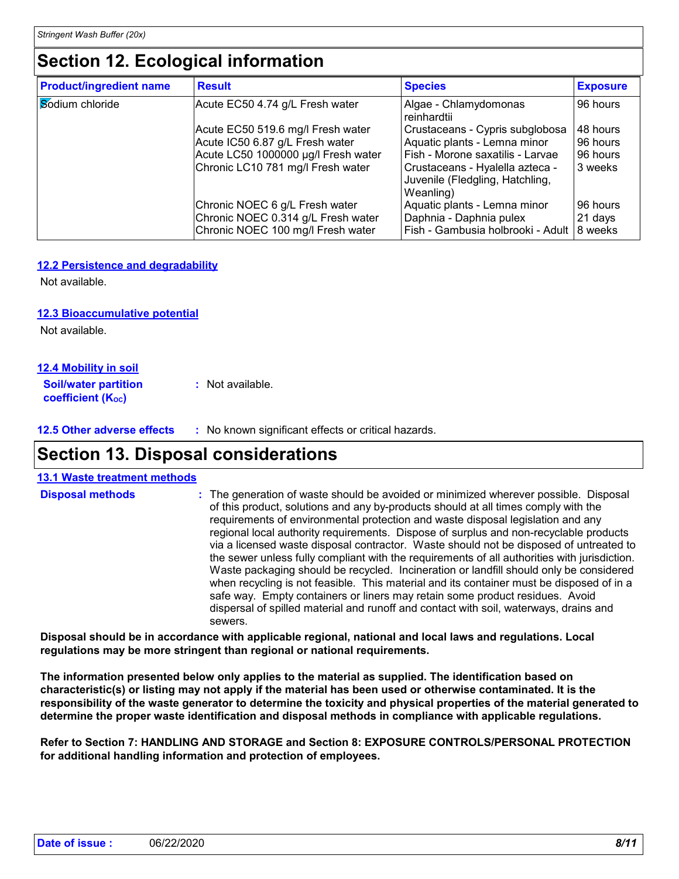# Section 12. Ecological information

| Product/ingredient name | Result | Species | Exposure |
| --- | --- | --- | --- |
| Sodium chloride | Acute EC50 4.74 g/L Fresh water | Algae - Chlamydomonas reinhardtii | 96 hours |
| | Acute EC50 519.6 mg/l Fresh water | Crustaceans - Cypris subglobosa | 48 hours |
| | Acute IC50 6.87 g/L Fresh water | Aquatic plants - Lemna minor | 96 hours |
| | Acute LC50 1000000 µg/l Fresh water | Fish - Morone saxatilis - Larvae | 96 hours |
| | Chronic LC10 781 mg/l Fresh water | Crustaceans - Hyalella azteca - Juvenile (Fledgling, Hatchling, Weanling) | 3 weeks |
| | Chronic NOEC 6 g/L Fresh water | Aquatic plants - Lemna minor | 96 hours |
| | Chronic NOEC 0.314 g/L Fresh water | Daphnia - Daphnia pulex | 21 days |
| | Chronic NOEC 100 mg/l Fresh water | Fish - Gambusia holbrooki - Adult | 8 weeks |

### 12.2 Persistence and degradability

Not available.

### 12.3 Bioaccumulative potential

Not available.

### 12.4 Mobility in soil

**Soil/water partition coefficient ($K_{OC}$)** : Not available.

**12.5 Other adverse effects** : No known significant effects or critical hazards.

# Section 13. Disposal considerations

### 13.1 Waste treatment methods

**Disposal methods** : The generation of waste should be avoided or minimized wherever possible. Disposal of this product, solutions and any by-products should at all times comply with the requirements of environmental protection and waste disposal legislation and any regional local authority requirements. Dispose of surplus and non-recyclable products via a licensed waste disposal contractor. Waste should not be disposed of untreated to the sewer unless fully compliant with the requirements of all authorities with jurisdiction. Waste packaging should be recycled. Incineration or landfill should only be considered when recycling is not feasible. This material and its container must be disposed of in a safe way. Empty containers or liners may retain some product residues. Avoid dispersal of spilled material and runoff and contact with soil, waterways, drains and sewers.

**Disposal should be in accordance with applicable regional, national and local laws and regulations. Local regulations may be more stringent than regional or national requirements.**

**The information presented below only applies to the material as supplied. The identification based on characteristic(s) or listing may not apply if the material has been used or otherwise contaminated. It is the responsibility of the waste generator to determine the toxicity and physical properties of the material generated to determine the proper waste identification and disposal methods in compliance with applicable regulations.**

**Refer to Section 7: HANDLING AND STORAGE and Section 8: EXPOSURE CONTROLS/PERSONAL PROTECTION for additional handling information and protection of employees.**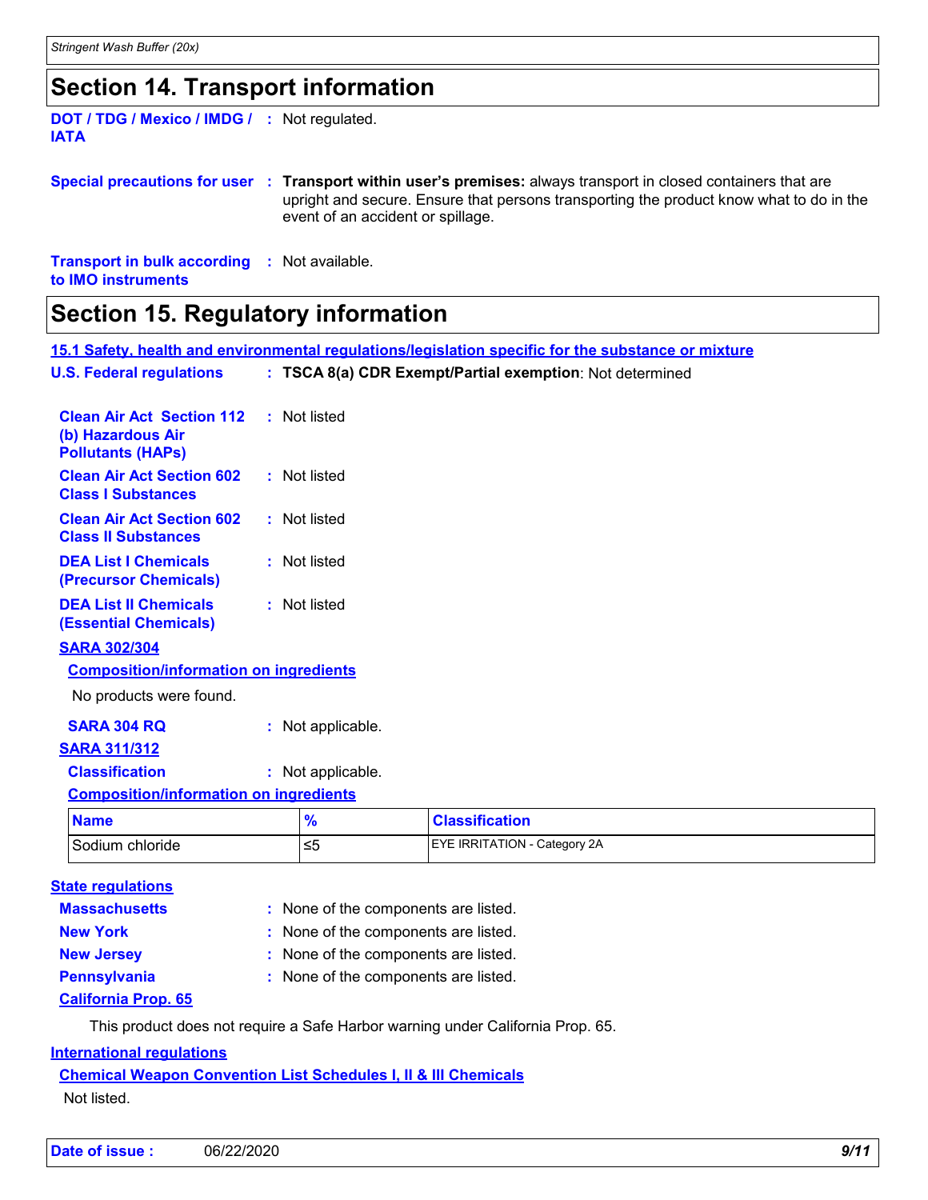## Section 14. Transport information

**DOT / TDG / Mexico / IMDG / IATA** : Not regulated.

**Special precautions for user** : **Transport within user's premises:** always transport in closed containers that are upright and secure. Ensure that persons transporting the product know what to do in the event of an accident or spillage.

**Transport in bulk according to IMO instruments** : Not available.

## Section 15. Regulatory information

**15.1 Safety, health and environmental regulations/legislation specific for the substance or mixture**

**U.S. Federal regulations** : **TSCA 8(a) CDR Exempt/Partial exemption**: Not determined

**Clean Air Act Section 112 (b) Hazardous Air Pollutants (HAPs)** : Not listed

**Clean Air Act Section 602 Class I Substances** : Not listed

**Clean Air Act Section 602 Class II Substances** : Not listed

**DEA List I Chemicals (Precursor Chemicals)** : Not listed

**DEA List II Chemicals (Essential Chemicals)** : Not listed

**SARA 302/304**

**Composition/information on ingredients**

No products were found.

**SARA 304 RQ** : Not applicable.

**SARA 311/312**

**Classification** : Not applicable.

**Composition/information on ingredients**

| Name | % | Classification |
|---|---|---|
| Sodium chloride | ≤5 | EYE IRRITATION - Category 2A |

**State regulations**

**Massachusetts** : None of the components are listed.

**New York** : None of the components are listed.

**New Jersey** : None of the components are listed.

**Pennsylvania** : None of the components are listed.

**California Prop. 65**

This product does not require a Safe Harbor warning under California Prop. 65.

**International regulations**

**Chemical Weapon Convention List Schedules I, II & III Chemicals**

Not listed.

**Date of issue :** 06/22/2020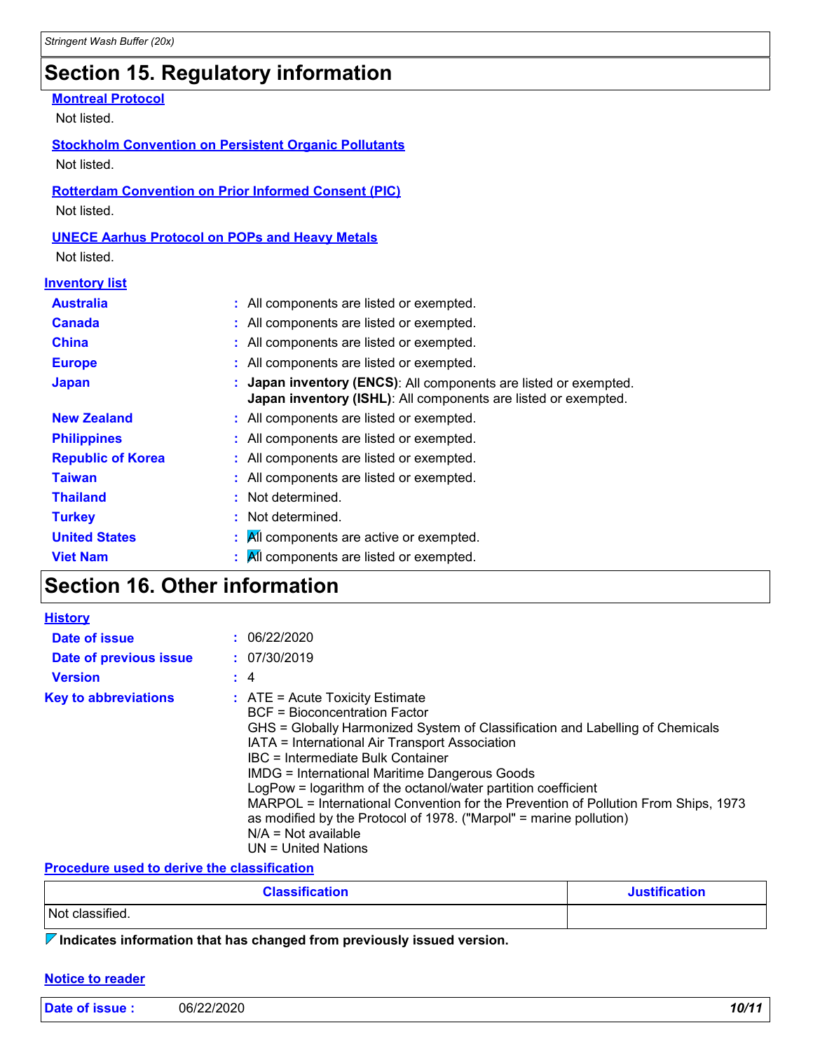## Section 15. Regulatory information

**Montreal Protocol**

Not listed.

**Stockholm Convention on Persistent Organic Pollutants**

Not listed.

**Rotterdam Convention on Prior Informed Consent (PIC)**

Not listed.

**UNECE Aarhus Protocol on POPs and Heavy Metals**

Not listed.

**Inventory list**

| | |
|---|---|
| **Australia** | : All components are listed or exempted. |
| **Canada** | : All components are listed or exempted. |
| **China** | : All components are listed or exempted. |
| **Europe** | : All components are listed or exempted. |
| **Japan** | : **Japan inventory (ENCS)**: All components are listed or exempted. **Japan inventory (ISHL)**: All components are listed or exempted. |
| **New Zealand** | : All components are listed or exempted. |
| **Philippines** | : All components are listed or exempted. |
| **Republic of Korea** | : All components are listed or exempted. |
| **Taiwan** | : All components are listed or exempted. |
| **Thailand** | : Not determined. |
| **Turkey** | : Not determined. |
| **United States** | : All components are active or exempted. |
| **Viet Nam** | : All components are listed or exempted. |

## Section 16. Other information

**History**

| | |
|---|---|
| **Date of issue** | : 06/22/2020 |
| **Date of previous issue** | : 07/30/2019 |
| **Version** | : 4 |

**Key to abbreviations** : ATE = Acute Toxicity Estimate
BCF = Bioconcentration Factor
GHS = Globally Harmonized System of Classification and Labelling of Chemicals
IATA = International Air Transport Association
IBC = Intermediate Bulk Container
IMDG = International Maritime Dangerous Goods
LogPow = logarithm of the octanol/water partition coefficient
MARPOL = International Convention for the Prevention of Pollution From Ships, 1973 as modified by the Protocol of 1978. ("Marpol" = marine pollution)
N/A = Not available
UN = United Nations

**Procedure used to derive the classification**

| Classification | Justification |
|---|---|
| Not classified. | |

**Indicates information that has changed from previously issued version.**

**Notice to reader**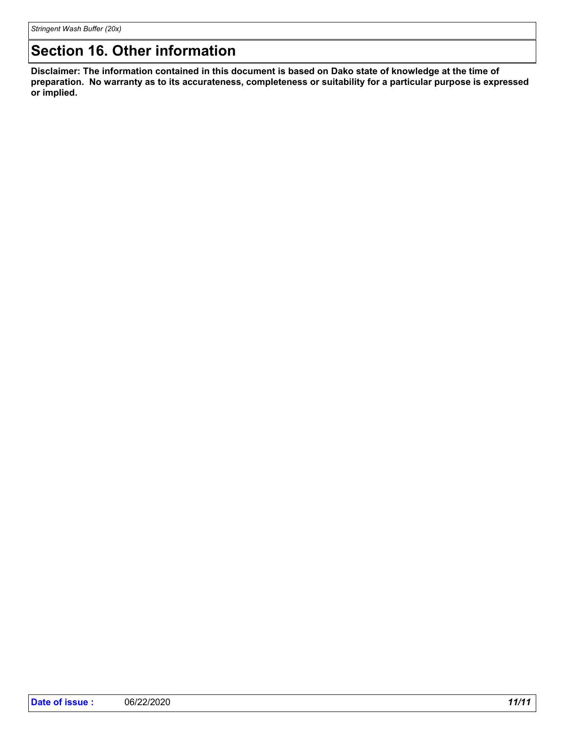# Section 16. Other information

**Disclaimer: The information contained in this document is based on Dako state of knowledge at the time of preparation. No warranty as to its accurateness, completeness or suitability for a particular purpose is expressed or implied.**